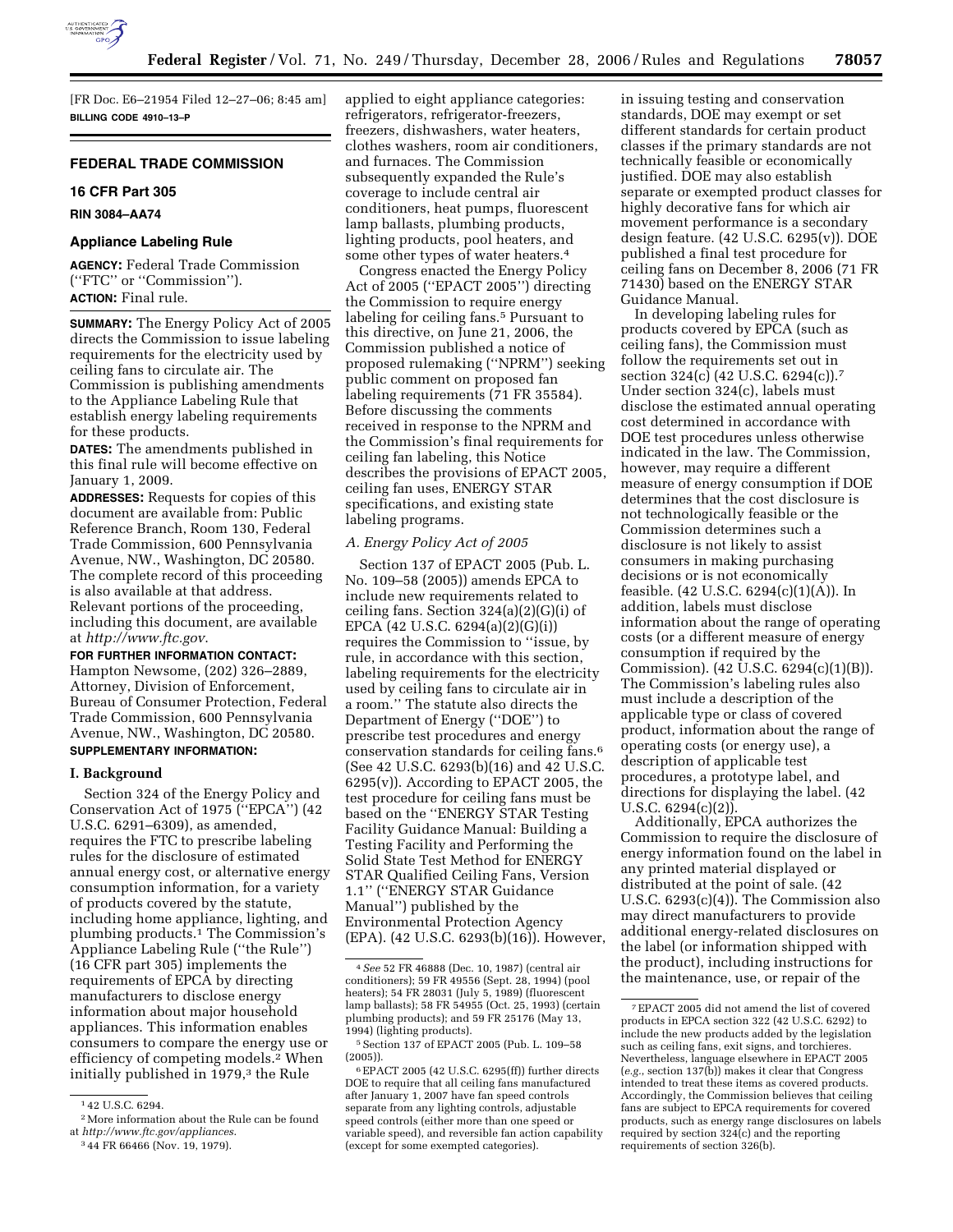[FR Doc. E6–21954 Filed 12–27–06; 8:45 am]

**BILLING CODE 4910–13–P**

## FEDERAL TRADE COMMISSION

### 16 CFR Part 305

**RIN 3084–AA74**

### Appliance Labeling Rule

**AGENCY:** Federal Trade Commission (''FTC'' or ''Commission'').

**ACTION:** Final rule.

**SUMMARY:** The Energy Policy Act of 2005 directs the Commission to issue labeling requirements for the electricity used by ceiling fans to circulate air. The Commission is publishing amendments to the Appliance Labeling Rule that establish energy labeling requirements for these products.

**DATES:** The amendments published in this final rule will become effective on January 1, 2009.

**ADDRESSES:** Requests for copies of this document are available from: Public Reference Branch, Room 130, Federal Trade Commission, 600 Pennsylvania Avenue, NW., Washington, DC 20580. The complete record of this proceeding is also available at that address. Relevant portions of the proceeding, including this document, are available at *http://www.ftc.gov*.

**FOR FURTHER INFORMATION CONTACT:** Hampton Newsome, (202) 326–2889, Attorney, Division of Enforcement, Bureau of Consumer Protection, Federal Trade Commission, 600 Pennsylvania Avenue, NW., Washington, DC 20580.

**SUPPLEMENTARY INFORMATION:**

### I. Background

Section 324 of the Energy Policy and Conservation Act of 1975 (''EPCA'') (42 U.S.C. 6291–6309), as amended, requires the FTC to prescribe labeling rules for the disclosure of estimated annual energy cost, or alternative energy consumption information, for a variety of products covered by the statute, including home appliance, lighting, and plumbing products.[1] The Commission's Appliance Labeling Rule (''the Rule'') (16 CFR part 305) implements the requirements of EPCA by directing manufacturers to disclose energy information about major household appliances. This information enables consumers to compare the energy use or efficiency of competing models.[2] When initially published in 1979,[3] the Rule applied to eight appliance categories: refrigerators, refrigerator-freezers, freezers, dishwashers, water heaters, clothes washers, room air conditioners, and furnaces. The Commission subsequently expanded the Rule's coverage to include central air conditioners, heat pumps, fluorescent lamp ballasts, plumbing products, lighting products, pool heaters, and some other types of water heaters.[4]

Congress enacted the Energy Policy Act of 2005 (''EPACT 2005'') directing the Commission to require energy labeling for ceiling fans.[5] Pursuant to this directive, on June 21, 2006, the Commission published a notice of proposed rulemaking (''NPRM'') seeking public comment on proposed fan labeling requirements (71 FR 35584). Before discussing the comments received in response to the NPRM and the Commission's final requirements for ceiling fan labeling, this Notice describes the provisions of EPACT 2005, ceiling fan uses, ENERGY STAR specifications, and existing state labeling programs.

*A. Energy Policy Act of 2005*

Section 137 of EPACT 2005 (Pub. L. No. 109–58 (2005)) amends EPCA to include new requirements related to ceiling fans. Section 324(a)(2)(G)(i) of EPCA (42 U.S.C. 6294(a)(2)(G)(i)) requires the Commission to ''issue, by rule, in accordance with this section, labeling requirements for the electricity used by ceiling fans to circulate air in a room.'' The statute also directs the Department of Energy (''DOE'') to prescribe test procedures and energy conservation standards for ceiling fans.[6] (See 42 U.S.C. 6293(b)(16) and 42 U.S.C. 6295(v)). According to EPACT 2005, the test procedure for ceiling fans must be based on the ''ENERGY STAR Testing Facility Guidance Manual: Building a Testing Facility and Performing the Solid State Test Method for ENERGY STAR Qualified Ceiling Fans, Version 1.1'' (''ENERGY STAR Guidance Manual'') published by the Environmental Protection Agency (EPA). (42 U.S.C. 6293(b)(16)). However, in issuing testing and conservation standards, DOE may exempt or set different standards for certain product classes if the primary standards are not technically feasible or economically justified. DOE may also establish separate or exempted product classes for highly decorative fans for which air movement performance is a secondary design feature. (42 U.S.C. 6295(v)). DOE published a final test procedure for ceiling fans on December 8, 2006 (71 FR 71430) based on the ENERGY STAR Guidance Manual.

In developing labeling rules for products covered by EPCA (such as ceiling fans), the Commission must follow the requirements set out in section 324(c) (42 U.S.C. 6294(c)).[7] Under section 324(c), labels must disclose the estimated annual operating cost determined in accordance with DOE test procedures unless otherwise indicated in the law. The Commission, however, may require a different measure of energy consumption if DOE determines that the cost disclosure is not technologically feasible or the Commission determines such a disclosure is not likely to assist consumers in making purchasing decisions or is not economically feasible. (42 U.S.C. 6294(c)(1)(A)). In addition, labels must disclose information about the range of operating costs (or a different measure of energy consumption if required by the Commission). (42 U.S.C. 6294(c)(1)(B)). The Commission's labeling rules also must include a description of the applicable type or class of covered product, information about the range of operating costs (or energy use), a description of applicable test procedures, a prototype label, and directions for displaying the label. (42 U.S.C. 6294(c)(2)).

Additionally, EPCA authorizes the Commission to require the disclosure of energy information found on the label in any printed material displayed or distributed at the point of sale. (42 U.S.C. 6293(c)(4)). The Commission also may direct manufacturers to provide additional energy-related disclosures on the label (or information shipped with the product), including instructions for the maintenance, use, or repair of the

---

[1] 42 U.S.C. 6294.

[2] More information about the Rule can be found at *http://www.ftc.gov/appliances*.

[3] 44 FR 66466 (Nov. 19, 1979).

[4] *See* 52 FR 46888 (Dec. 10, 1987) (central air conditioners); 59 FR 49556 (Sept. 28, 1994) (pool heaters); 54 FR 28031 (July 5, 1989) (fluorescent lamp ballasts); 58 FR 54955 (Oct. 25, 1993) (certain plumbing products); and 59 FR 25176 (May 13, 1994) (lighting products).

[5] Section 137 of EPACT 2005 (Pub. L. 109–58 (2005)).

[6] EPACT 2005 (42 U.S.C. 6295(ff)) further directs DOE to require that all ceiling fans manufactured after January 1, 2007 have fan speed controls separate from any lighting controls, adjustable speed controls (either more than one speed or variable speed), and reversible fan action capability (except for some exempted categories).

[7] EPACT 2005 did not amend the list of covered products in EPCA section 322 (42 U.S.C. 6292) to include the new products added by the legislation such as ceiling fans, exit signs, and torchieres. Nevertheless, language elsewhere in EPACT 2005 (*e.g.*, section 137(b)) makes it clear that Congress intended to treat these items as covered products. Accordingly, the Commission believes that ceiling fans are subject to EPCA requirements for covered products, such as energy range disclosures on labels required by section 324(c) and the reporting requirements of section 326(b).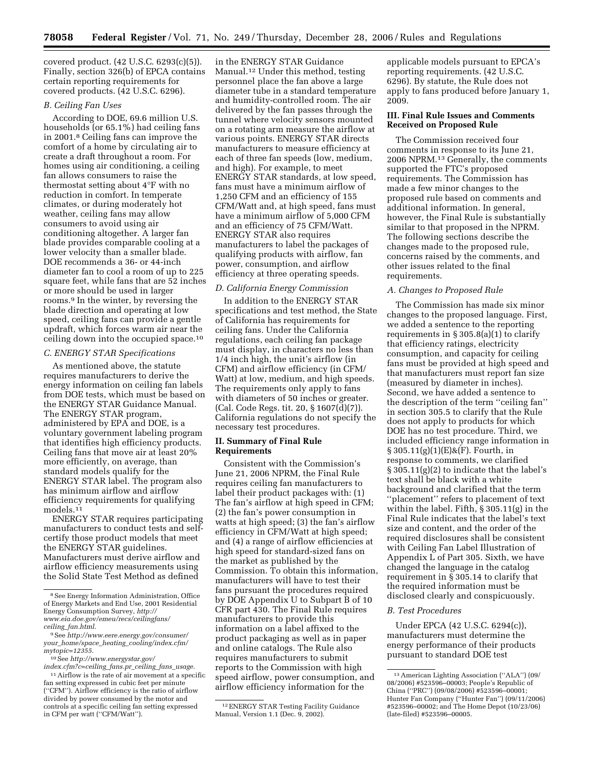covered product. (42 U.S.C. 6293(c)(5)). Finally, section 326(b) of EPCA contains certain reporting requirements for covered products. (42 U.S.C. 6296).

### *B. Ceiling Fan Uses*

According to DOE, 69.6 million U.S. households (or 65.1%) had ceiling fans in 2001.[8] Ceiling fans can improve the comfort of a home by circulating air to create a draft throughout a room. For homes using air conditioning, a ceiling fan allows consumers to raise the thermostat setting about 4°F with no reduction in comfort. In temperate climates, or during moderately hot weather, ceiling fans may allow consumers to avoid using air conditioning altogether. A larger fan blade provides comparable cooling at a lower velocity than a smaller blade. DOE recommends a 36- or 44-inch diameter fan to cool a room of up to 225 square feet, while fans that are 52 inches or more should be used in larger rooms.[9] In the winter, by reversing the blade direction and operating at low speed, ceiling fans can provide a gentle updraft, which forces warm air near the ceiling down into the occupied space.[10]

### *C. ENERGY STAR Specifications*

As mentioned above, the statute requires manufacturers to derive the energy information on ceiling fan labels from DOE tests, which must be based on the ENERGY STAR Guidance Manual. The ENERGY STAR program, administered by EPA and DOE, is a voluntary government labeling program that identifies high efficiency products. Ceiling fans that move air at least 20% more efficiently, on average, than standard models qualify for the ENERGY STAR label. The program also has minimum airflow and airflow efficiency requirements for qualifying models.[11]

ENERGY STAR requires participating manufacturers to conduct tests and self-certify those product models that meet the ENERGY STAR guidelines. Manufacturers must derive airflow and airflow efficiency measurements using the Solid State Test Method as defined in the ENERGY STAR Guidance Manual.[12] Under this method, testing personnel place the fan above a large diameter tube in a standard temperature and humidity-controlled room. The air delivered by the fan passes through the tunnel where velocity sensors mounted on a rotating arm measure the airflow at various points. ENERGY STAR directs manufacturers to measure efficiency at each of three fan speeds (low, medium, and high). For example, to meet ENERGY STAR standards, at low speed, fans must have a minimum airflow of 1,250 CFM and an efficiency of 155 CFM/Watt and, at high speed, fans must have a minimum airflow of 5,000 CFM and an efficiency of 75 CFM/Watt. ENERGY STAR also requires manufacturers to label the packages of qualifying products with airflow, fan power, consumption, and airflow efficiency at three operating speeds.

### *D. California Energy Commission*

In addition to the ENERGY STAR specifications and test method, the State of California has requirements for ceiling fans. Under the California regulations, each ceiling fan package must display, in characters no less than 1/4 inch high, the unit's airflow (in CFM) and airflow efficiency (in CFM/Watt) at low, medium, and high speeds. The requirements only apply to fans with diameters of 50 inches or greater. (Cal. Code Regs. tit. 20, § 1607(d)(7)). California regulations do not specify the necessary test procedures.

## II. Summary of Final Rule Requirements

Consistent with the Commission's June 21, 2006 NPRM, the Final Rule requires ceiling fan manufacturers to label their product packages with: (1) The fan's airflow at high speed in CFM; (2) the fan's power consumption in watts at high speed; (3) the fan's airflow efficiency in CFM/Watt at high speed; and (4) a range of airflow efficiencies at high speed for standard-sized fans on the market as published by the Commission. To obtain this information, manufacturers will have to test their fans pursuant the procedures required by DOE Appendix U to Subpart B of 10 CFR part 430. The Final Rule requires manufacturers to provide this information on a label affixed to the product packaging as well as in paper and online catalogs. The Rule also requires manufacturers to submit reports to the Commission with high speed airflow, power consumption, and airflow efficiency information for the applicable models pursuant to EPCA's reporting requirements. (42 U.S.C. 6296). By statute, the Rule does not apply to fans produced before January 1, 2009.

## III. Final Rule Issues and Comments Received on Proposed Rule

The Commission received four comments in response to its June 21, 2006 NPRM.[13] Generally, the comments supported the FTC's proposed requirements. The Commission has made a few minor changes to the proposed rule based on comments and additional information. In general, however, the Final Rule is substantially similar to that proposed in the NPRM. The following sections describe the changes made to the proposed rule, concerns raised by the comments, and other issues related to the final requirements.

### *A. Changes to Proposed Rule*

The Commission has made six minor changes to the proposed language. First, we added a sentence to the reporting requirements in § 305.8(a)(1) to clarify that efficiency ratings, electricity consumption, and capacity for ceiling fans must be provided at high speed and that manufacturers must report fan size (measured by diameter in inches). Second, we have added a sentence to the description of the term "ceiling fan" in section 305.5 to clarify that the Rule does not apply to products for which DOE has no test procedure. Third, we included efficiency range information in § 305.11(g)(1)(E)&(F). Fourth, in response to comments, we clarified § 305.11(g)(2) to indicate that the label's text shall be black with a white background and clarified that the term "placement" refers to placement of text within the label. Fifth, § 305.11(g) in the Final Rule indicates that the label's text size and content, and the order of the required disclosures shall be consistent with Ceiling Fan Label Illustration of Appendix L of Part 305. Sixth, we have changed the language in the catalog requirement in § 305.14 to clarify that the required information must be disclosed clearly and conspicuously.

### *B. Test Procedures*

Under EPCA (42 U.S.C. 6294(c)), manufacturers must determine the energy performance of their products pursuant to standard DOE test

---

[8] See Energy Information Administration, Office of Energy Markets and End Use, 2001 Residential Energy Consumption Survey, *http://www.eia.doe.gov/emeu/recs/ceilingfans/ceiling_fan.html*.

[9] See *http://www.eere.energy.gov/consumer/your_home/space_heating_cooling/index.cfm/mytopic=12355*.

[10] See *http://www.energystar.gov/index.cfm?c=ceiling_fans.pr_ceiling_fans_usage*.

[11] Airflow is the rate of air movement at a specific fan setting expressed in cubic feet per minute ("CFM"). Airflow efficiency is the ratio of airflow divided by power consumed by the motor and controls at a specific ceiling fan setting expressed in CFM per watt ("CFM/Watt").

[12] ENERGY STAR Testing Facility Guidance Manual, Version 1.1 (Dec. 9, 2002).

[13] American Lighting Association ("ALA") (09/08/2006) #523596–00003; People's Republic of China ("PRC") (09/08/2006) #523596–00001; Hunter Fan Company ("Hunter Fan") (09/11/2006) #523596–00002; and The Home Depot (10/23/06) (late-filed) #523596–00005.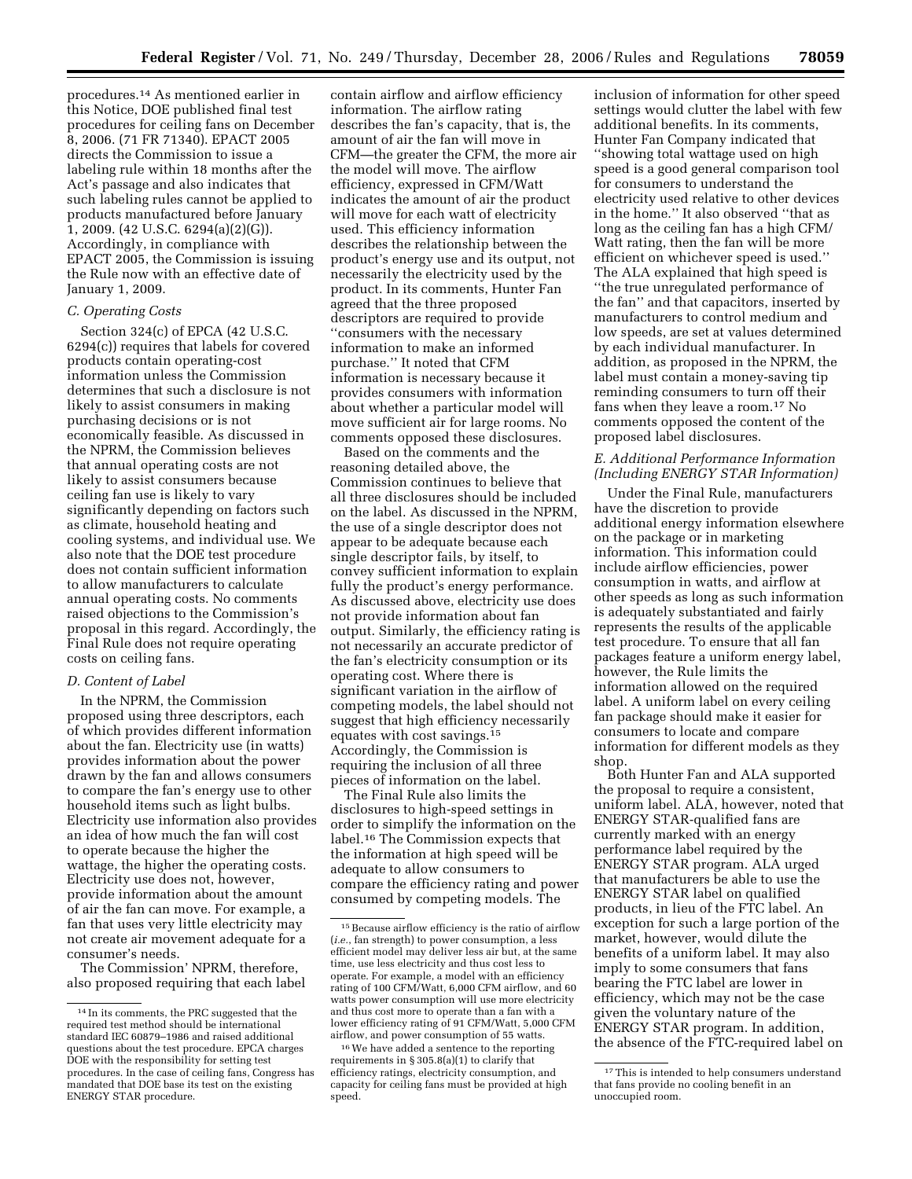procedures.[14] As mentioned earlier in this Notice, DOE published final test procedures for ceiling fans on December 8, 2006. (71 FR 71340). EPACT 2005 directs the Commission to issue a labeling rule within 18 months after the Act's passage and also indicates that such labeling rules cannot be applied to products manufactured before January 1, 2009. (42 U.S.C. 6294(a)(2)(G)). Accordingly, in compliance with EPACT 2005, the Commission is issuing the Rule now with an effective date of January 1, 2009.

### *C. Operating Costs*

Section 324(c) of EPCA (42 U.S.C. 6294(c)) requires that labels for covered products contain operating-cost information unless the Commission determines that such a disclosure is not likely to assist consumers in making purchasing decisions or is not economically feasible. As discussed in the NPRM, the Commission believes that annual operating costs are not likely to assist consumers because ceiling fan use is likely to vary significantly depending on factors such as climate, household heating and cooling systems, and individual use. We also note that the DOE test procedure does not contain sufficient information to allow manufacturers to calculate annual operating costs. No comments raised objections to the Commission's proposal in this regard. Accordingly, the Final Rule does not require operating costs on ceiling fans.

### *D. Content of Label*

In the NPRM, the Commission proposed using three descriptors, each of which provides different information about the fan. Electricity use (in watts) provides information about the power drawn by the fan and allows consumers to compare the fan's energy use to other household items such as light bulbs. Electricity use information also provides an idea of how much the fan will cost to operate because the higher the wattage, the higher the operating costs. Electricity use does not, however, provide information about the amount of air the fan can move. For example, a fan that uses very little electricity may not create air movement adequate for a consumer's needs.

The Commission' NPRM, therefore, also proposed requiring that each label contain airflow and airflow efficiency information. The airflow rating describes the fan's capacity, that is, the amount of air the fan will move in CFM—the greater the CFM, the more air the model will move. The airflow efficiency, expressed in CFM/Watt indicates the amount of air the product will move for each watt of electricity used. This efficiency information describes the relationship between the product's energy use and its output, not necessarily the electricity used by the product. In its comments, Hunter Fan agreed that the three proposed descriptors are required to provide "consumers with the necessary information to make an informed purchase." It noted that CFM information is necessary because it provides consumers with information about whether a particular model will move sufficient air for large rooms. No comments opposed these disclosures.

Based on the comments and the reasoning detailed above, the Commission continues to believe that all three disclosures should be included on the label. As discussed in the NPRM, the use of a single descriptor does not appear to be adequate because each single descriptor fails, by itself, to convey sufficient information to explain fully the product's energy performance. As discussed above, electricity use does not provide information about fan output. Similarly, the efficiency rating is not necessarily an accurate predictor of the fan's electricity consumption or its operating cost. Where there is significant variation in the airflow of competing models, the label should not suggest that high efficiency necessarily equates with cost savings.[15] Accordingly, the Commission is requiring the inclusion of all three pieces of information on the label.

The Final Rule also limits the disclosures to high-speed settings in order to simplify the information on the label.[16] The Commission expects that the information at high speed will be adequate to allow consumers to compare the efficiency rating and power consumed by competing models. The inclusion of information for other speed settings would clutter the label with few additional benefits. In its comments, Hunter Fan Company indicated that "showing total wattage used on high speed is a good general comparison tool for consumers to understand the electricity used relative to other devices in the home." It also observed "that as long as the ceiling fan has a high CFM/Watt rating, then the fan will be more efficient on whichever speed is used." The ALA explained that high speed is "the true unregulated performance of the fan" and that capacitors, inserted by manufacturers to control medium and low speeds, are set at values determined by each individual manufacturer. In addition, as proposed in the NPRM, the label must contain a money-saving tip reminding consumers to turn off their fans when they leave a room.[17] No comments opposed the content of the proposed label disclosures.

### *E. Additional Performance Information (Including ENERGY STAR Information)*

Under the Final Rule, manufacturers have the discretion to provide additional energy information elsewhere on the package or in marketing information. This information could include airflow efficiencies, power consumption in watts, and airflow at other speeds as long as such information is adequately substantiated and fairly represents the results of the applicable test procedure. To ensure that all fan packages feature a uniform energy label, however, the Rule limits the information allowed on the required label. A uniform label on every ceiling fan package should make it easier for consumers to locate and compare information for different models as they shop.

Both Hunter Fan and ALA supported the proposal to require a consistent, uniform label. ALA, however, noted that ENERGY STAR-qualified fans are currently marked with an energy performance label required by the ENERGY STAR program. ALA urged that manufacturers be able to use the ENERGY STAR label on qualified products, in lieu of the FTC label. An exception for such a large portion of the market, however, would dilute the benefits of a uniform label. It may also imply to some consumers that fans bearing the FTC label are lower in efficiency, which may not be the case given the voluntary nature of the ENERGY STAR program. In addition, the absence of the FTC-required label on

---

[14] In its comments, the PRC suggested that the required test method should be international standard IEC 60879–1986 and raised additional questions about the test procedure. EPCA charges DOE with the responsibility for setting test procedures. In the case of ceiling fans, Congress has mandated that DOE base its test on the existing ENERGY STAR procedure.

[15] Because airflow efficiency is the ratio of airflow (*i.e.*, fan strength) to power consumption, a less efficient model may deliver less air but, at the same time, use less electricity and thus cost less to operate. For example, a model with an efficiency rating of 100 CFM/Watt, 6,000 CFM airflow, and 60 watts power consumption will use more electricity and thus cost more to operate than a fan with a lower efficiency rating of 91 CFM/Watt, 5,000 CFM airflow, and power consumption of 55 watts.

[16] We have added a sentence to the reporting requirements in § 305.8(a)(1) to clarify that efficiency ratings, electricity consumption, and capacity for ceiling fans must be provided at high speed.

[17] This is intended to help consumers understand that fans provide no cooling benefit in an unoccupied room.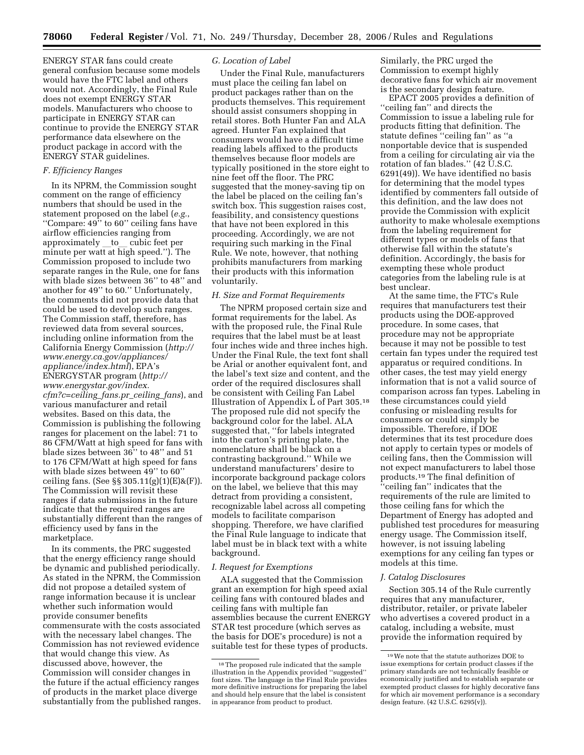ENERGY STAR fans could create general confusion because some models would have the FTC label and others would not. Accordingly, the Final Rule does not exempt ENERGY STAR models. Manufacturers who choose to participate in ENERGY STAR can continue to provide the ENERGY STAR performance data elsewhere on the product package in accord with the ENERGY STAR guidelines.

### *F. Efficiency Ranges*

In its NPRM, the Commission sought comment on the range of efficiency numbers that should be used in the statement proposed on the label (*e.g.*, ''Compare: 49'' to 60'' ceiling fans have airflow efficiencies ranging from approximately __to__ cubic feet per minute per watt at high speed.''). The Commission proposed to include two separate ranges in the Rule, one for fans with blade sizes between 36'' to 48'' and another for 49'' to 60.'' Unfortunately, the comments did not provide data that could be used to develop such ranges. The Commission staff, therefore, has reviewed data from several sources, including online information from the California Energy Commission (*http://www.energy.ca.gov/appliances/appliance/index.html*), EPA's ENERGYSTAR program (*http://www.energystar.gov/index.cfm?c=ceiling_fans.pr_ceiling_fans*), and various manufacturer and retail websites. Based on this data, the Commission is publishing the following ranges for placement on the label: 71 to 86 CFM/Watt at high speed for fans with blade sizes between 36'' to 48'' and 51 to 176 CFM/Watt at high speed for fans with blade sizes between 49'' to 60'' ceiling fans. (See §§ 305.11(g)(1)(E)&(F)). The Commission will revisit these ranges if data submissions in the future indicate that the required ranges are substantially different than the ranges of efficiency used by fans in the marketplace.

In its comments, the PRC suggested that the energy efficiency range should be dynamic and published periodically. As stated in the NPRM, the Commission did not propose a detailed system of range information because it is unclear whether such information would provide consumer benefits commensurate with the costs associated with the necessary label changes. The Commission has not reviewed evidence that would change this view. As discussed above, however, the Commission will consider changes in the future if the actual efficiency ranges of products in the market place diverge substantially from the published ranges.

### *G. Location of Label*

Under the Final Rule, manufacturers must place the ceiling fan label on product packages rather than on the products themselves. This requirement should assist consumers shopping in retail stores. Both Hunter Fan and ALA agreed. Hunter Fan explained that consumers would have a difficult time reading labels affixed to the products themselves because floor models are typically positioned in the store eight to nine feet off the floor. The PRC suggested that the money-saving tip on the label be placed on the ceiling fan's switch box. This suggestion raises cost, feasibility, and consistency questions that have not been explored in this proceeding. Accordingly, we are not requiring such marking in the Final Rule. We note, however, that nothing prohibits manufacturers from marking their products with this information voluntarily.

### *H. Size and Format Requirements*

The NPRM proposed certain size and format requirements for the label. As with the proposed rule, the Final Rule requires that the label must be at least four inches wide and three inches high. Under the Final Rule, the text font shall be Arial or another equivalent font, and the label's text size and content, and the order of the required disclosures shall be consistent with Ceiling Fan Label Illustration of Appendix L of Part 305.[18] The proposed rule did not specify the background color for the label. ALA suggested that, ''for labels integrated into the carton's printing plate, the nomenclature shall be black on a contrasting background.'' While we understand manufacturers' desire to incorporate background package colors on the label, we believe that this may detract from providing a consistent, recognizable label across all competing models to facilitate comparison shopping. Therefore, we have clarified the Final Rule language to indicate that label must be in black text with a white background.

### *I. Request for Exemptions*

ALA suggested that the Commission grant an exemption for high speed axial ceiling fans with contoured blades and ceiling fans with multiple fan assemblies because the current ENERGY STAR test procedure (which serves as the basis for DOE's procedure) is not a suitable test for these types of products. Similarly, the PRC urged the Commission to exempt highly decorative fans for which air movement is the secondary design feature.

EPACT 2005 provides a definition of ''ceiling fan'' and directs the Commission to issue a labeling rule for products fitting that definition. The statute defines ''ceiling fan'' as ''a nonportable device that is suspended from a ceiling for circulating air via the rotation of fan blades.'' (42 U.S.C. 6291(49)). We have identified no basis for determining that the model types identified by commenters fall outside of this definition, and the law does not provide the Commission with explicit authority to make wholesale exemptions from the labeling requirement for different types or models of fans that otherwise fall within the statute's definition. Accordingly, the basis for exempting these whole product categories from the labeling rule is at best unclear.

At the same time, the FTC's Rule requires that manufacturers test their products using the DOE-approved procedure. In some cases, that procedure may not be appropriate because it may not be possible to test certain fan types under the required test apparatus or required conditions. In other cases, the test may yield energy information that is not a valid source of comparison across fan types. Labeling in these circumstances could yield confusing or misleading results for consumers or could simply be impossible. Therefore, if DOE determines that its test procedure does not apply to certain types or models of ceiling fans, then the Commission will not expect manufacturers to label those products.[19] The final definition of ''ceiling fan'' indicates that the requirements of the rule are limited to those ceiling fans for which the Department of Energy has adopted and published test procedures for measuring energy usage. The Commission itself, however, is not issuing labeling exemptions for any ceiling fan types or models at this time.

### *J. Catalog Disclosures*

Section 305.14 of the Rule currently requires that any manufacturer, distributor, retailer, or private labeler who advertises a covered product in a catalog, including a website, must provide the information required by

---

[18] The proposed rule indicated that the sample illustration in the Appendix provided ''suggested'' font sizes. The language in the Final Rule provides more definitive instructions for preparing the label and should help ensure that the label is consistent in appearance from product to product.

[19] We note that the statute authorizes DOE to issue exemptions for certain product classes if the primary standards are not technically feasible or economically justified and to establish separate or exempted product classes for highly decorative fans for which air movement performance is a secondary design feature. (42 U.S.C. 6295(v)).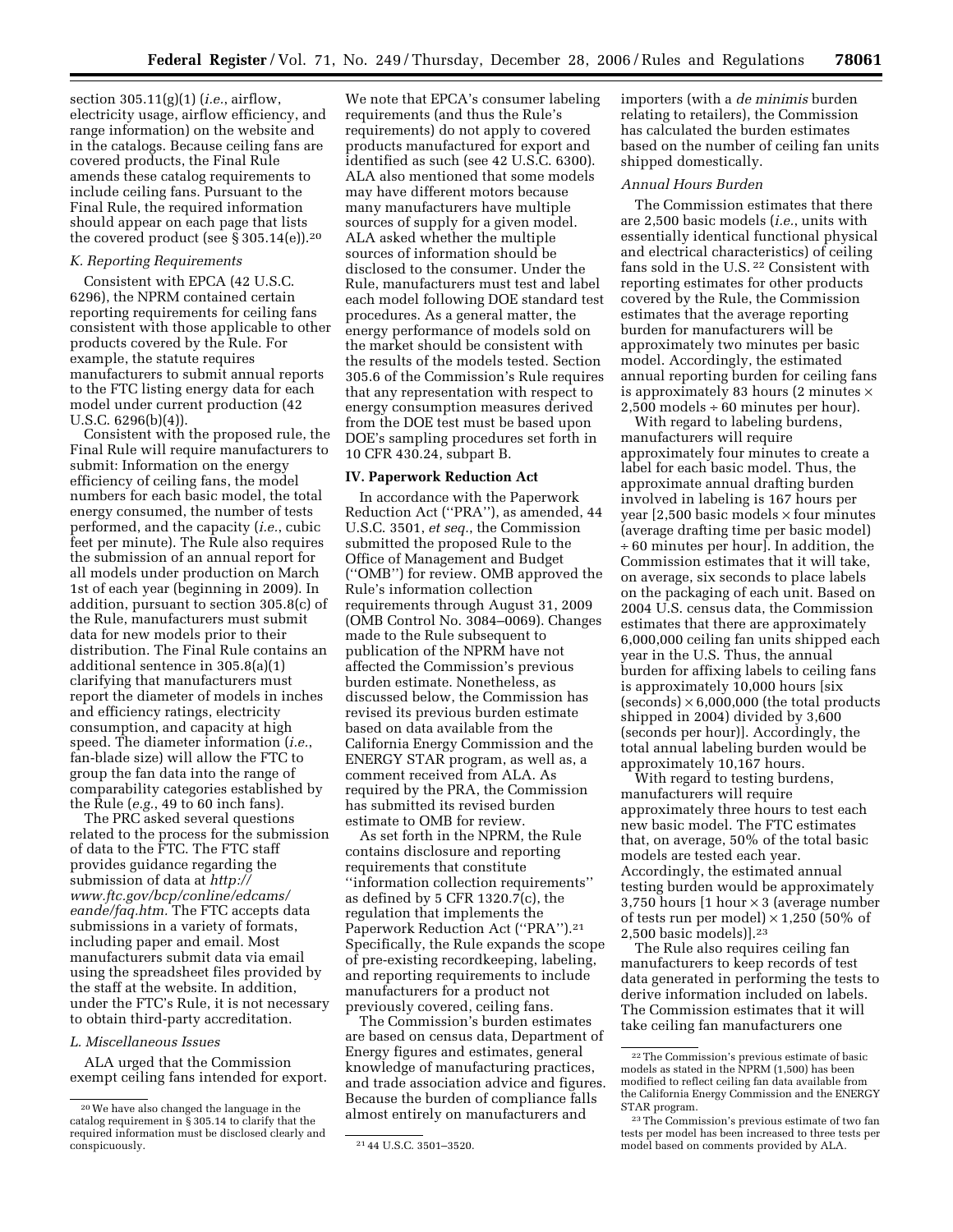section 305.11(g)(1) (*i.e.*, airflow, electricity usage, airflow efficiency, and range information) on the website and in the catalogs. Because ceiling fans are covered products, the Final Rule amends these catalog requirements to include ceiling fans. Pursuant to the Final Rule, the required information should appear on each page that lists the covered product (see § 305.14(e)).[20]

### *K. Reporting Requirements*

Consistent with EPCA (42 U.S.C. 6296), the NPRM contained certain reporting requirements for ceiling fans consistent with those applicable to other products covered by the Rule. For example, the statute requires manufacturers to submit annual reports to the FTC listing energy data for each model under current production (42 U.S.C. 6296(b)(4)).

Consistent with the proposed rule, the Final Rule will require manufacturers to submit: Information on the energy efficiency of ceiling fans, the model numbers for each basic model, the total energy consumed, the number of tests performed, and the capacity (*i.e.*, cubic feet per minute). The Rule also requires the submission of an annual report for all models under production on March 1st of each year (beginning in 2009). In addition, pursuant to section 305.8(c) of the Rule, manufacturers must submit data for new models prior to their distribution. The Final Rule contains an additional sentence in 305.8(a)(1) clarifying that manufacturers must report the diameter of models in inches and efficiency ratings, electricity consumption, and capacity at high speed. The diameter information (*i.e.*, fan-blade size) will allow the FTC to group the fan data into the range of comparability categories established by the Rule (*e.g.*, 49 to 60 inch fans).

The PRC asked several questions related to the process for the submission of data to the FTC. The FTC staff provides guidance regarding the submission of data at *http://www.ftc.gov/bcp/conline/edcams/eande/faq.htm*. The FTC accepts data submissions in a variety of formats, including paper and email. Most manufacturers submit data via email using the spreadsheet files provided by the staff at the website. In addition, under the FTC's Rule, it is not necessary to obtain third-party accreditation.

### *L. Miscellaneous Issues*

ALA urged that the Commission exempt ceiling fans intended for export. We note that EPCA's consumer labeling requirements (and thus the Rule's requirements) do not apply to covered products manufactured for export and identified as such (see 42 U.S.C. 6300). ALA also mentioned that some models may have different motors because many manufacturers have multiple sources of supply for a given model. ALA asked whether the multiple sources of information should be disclosed to the consumer. Under the Rule, manufacturers must test and label each model following DOE standard test procedures. As a general matter, the energy performance of models sold on the market should be consistent with the results of the models tested. Section 305.6 of the Commission's Rule requires that any representation with respect to energy consumption measures derived from the DOE test must be based upon DOE's sampling procedures set forth in 10 CFR 430.24, subpart B.

## IV. Paperwork Reduction Act

In accordance with the Paperwork Reduction Act (''PRA''), as amended, 44 U.S.C. 3501, *et seq.*, the Commission submitted the proposed Rule to the Office of Management and Budget (''OMB'') for review. OMB approved the Rule's information collection requirements through August 31, 2009 (OMB Control No. 3084–0069). Changes made to the Rule subsequent to publication of the NPRM have not affected the Commission's previous burden estimate. Nonetheless, as discussed below, the Commission has revised its previous burden estimate based on data available from the California Energy Commission and the ENERGY STAR program, as well as, a comment received from ALA. As required by the PRA, the Commission has submitted its revised burden estimate to OMB for review.

As set forth in the NPRM, the Rule contains disclosure and reporting requirements that constitute ''information collection requirements'' as defined by 5 CFR 1320.7(c), the regulation that implements the Paperwork Reduction Act (''PRA'').[21] Specifically, the Rule expands the scope of pre-existing recordkeeping, labeling, and reporting requirements to include manufacturers for a product not previously covered, ceiling fans.

The Commission's burden estimates are based on census data, Department of Energy figures and estimates, general knowledge of manufacturing practices, and trade association advice and figures. Because the burden of compliance falls almost entirely on manufacturers and importers (with a *de minimis* burden relating to retailers), the Commission has calculated the burden estimates based on the number of ceiling fan units shipped domestically.

### *Annual Hours Burden*

The Commission estimates that there are 2,500 basic models (*i.e.*, units with essentially identical functional physical and electrical characteristics) of ceiling fans sold in the U.S.[22] Consistent with reporting estimates for other products covered by the Rule, the Commission estimates that the average reporting burden for manufacturers will be approximately two minutes per basic model. Accordingly, the estimated annual reporting burden for ceiling fans is approximately 83 hours (2 minutes × 2,500 models ÷ 60 minutes per hour).

With regard to labeling burdens, manufacturers will require approximately four minutes to create a label for each basic model. Thus, the approximate annual drafting burden involved in labeling is 167 hours per year [2,500 basic models × four minutes (average drafting time per basic model) ÷ 60 minutes per hour]. In addition, the Commission estimates that it will take, on average, six seconds to place labels on the packaging of each unit. Based on 2004 U.S. census data, the Commission estimates that there are approximately 6,000,000 ceiling fan units shipped each year in the U.S. Thus, the annual burden for affixing labels to ceiling fans is approximately 10,000 hours [six (seconds) × 6,000,000 (the total products shipped in 2004) divided by 3,600 (seconds per hour)]. Accordingly, the total annual labeling burden would be approximately 10,167 hours.

With regard to testing burdens, manufacturers will require approximately three hours to test each new basic model. The FTC estimates that, on average, 50% of the total basic models are tested each year. Accordingly, the estimated annual testing burden would be approximately 3,750 hours [1 hour × 3 (average number of tests run per model) × 1,250 (50% of 2,500 basic models)].[23]

The Rule also requires ceiling fan manufacturers to keep records of test data generated in performing the tests to derive information included on labels. The Commission estimates that it will take ceiling fan manufacturers one

---

[20] We have also changed the language in the catalog requirement in § 305.14 to clarify that the required information must be disclosed clearly and conspicuously.

[21] 44 U.S.C. 3501–3520.

[22] The Commission's previous estimate of basic models as stated in the NPRM (1,500) has been modified to reflect ceiling fan data available from the California Energy Commission and the ENERGY STAR program.

[23] The Commission's previous estimate of two fan tests per model has been increased to three tests per model based on comments provided by ALA.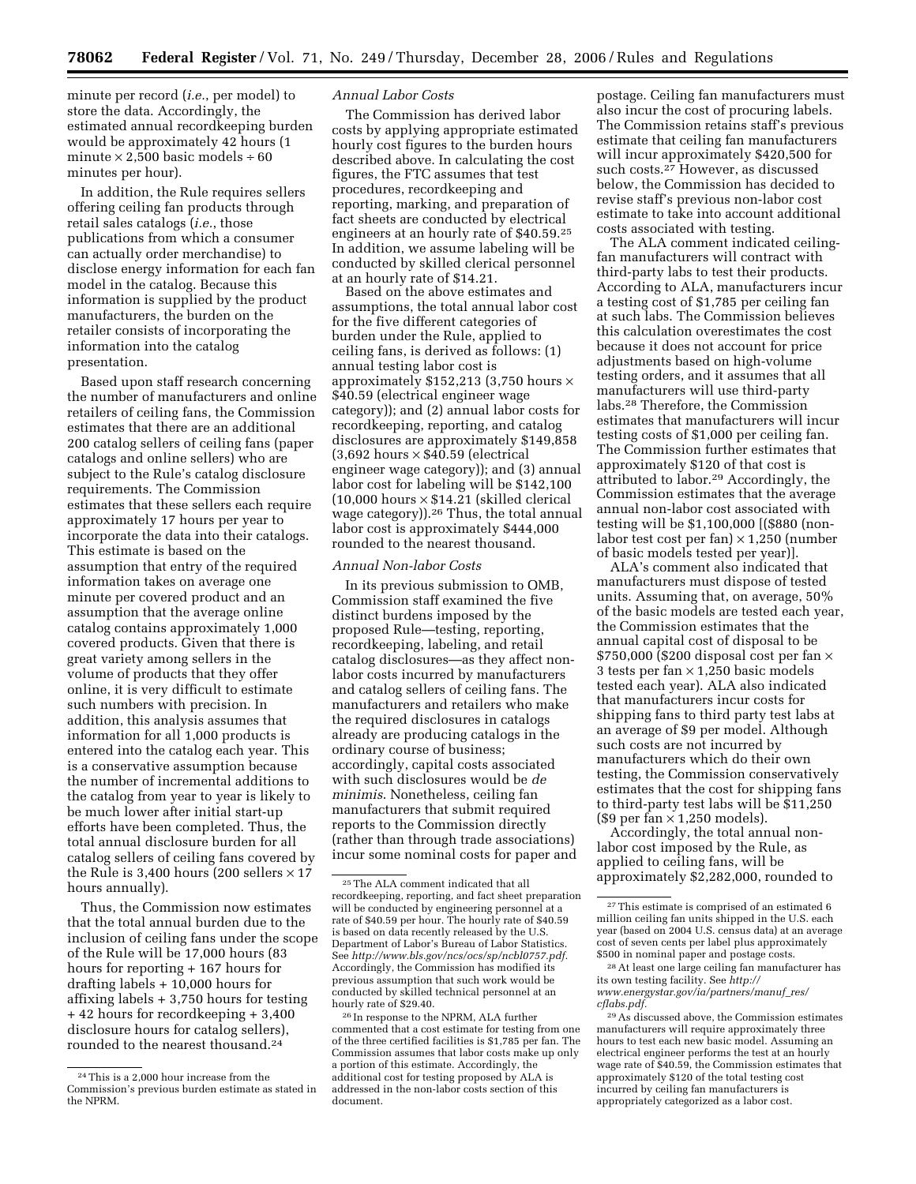minute per record (*i.e.*, per model) to store the data. Accordingly, the estimated annual recordkeeping burden would be approximately 42 hours (1 minute × 2,500 basic models ÷ 60 minutes per hour).

In addition, the Rule requires sellers offering ceiling fan products through retail sales catalogs (*i.e.*, those publications from which a consumer can actually order merchandise) to disclose energy information for each fan model in the catalog. Because this information is supplied by the product manufacturers, the burden on the retailer consists of incorporating the information into the catalog presentation.

Based upon staff research concerning the number of manufacturers and online retailers of ceiling fans, the Commission estimates that there are an additional 200 catalog sellers of ceiling fans (paper catalogs and online sellers) who are subject to the Rule's catalog disclosure requirements. The Commission estimates that these sellers each require approximately 17 hours per year to incorporate the data into their catalogs. This estimate is based on the assumption that entry of the required information takes on average one minute per covered product and an assumption that the average online catalog contains approximately 1,000 covered products. Given that there is great variety among sellers in the volume of products that they offer online, it is very difficult to estimate such numbers with precision. In addition, this analysis assumes that information for all 1,000 products is entered into the catalog each year. This is a conservative assumption because the number of incremental additions to the catalog from year to year is likely to be much lower after initial start-up efforts have been completed. Thus, the total annual disclosure burden for all catalog sellers of ceiling fans covered by the Rule is 3,400 hours (200 sellers × 17 hours annually).

Thus, the Commission now estimates that the total annual burden due to the inclusion of ceiling fans under the scope of the Rule will be 17,000 hours (83 hours for reporting + 167 hours for drafting labels + 10,000 hours for affixing labels + 3,750 hours for testing + 42 hours for recordkeeping + 3,400 disclosure hours for catalog sellers), rounded to the nearest thousand.[24]

*Annual Labor Costs*

The Commission has derived labor costs by applying appropriate estimated hourly cost figures to the burden hours described above. In calculating the cost figures, the FTC assumes that test procedures, recordkeeping and reporting, marking, and preparation of fact sheets are conducted by electrical engineers at an hourly rate of $40.59.[25] In addition, we assume labeling will be conducted by skilled clerical personnel at an hourly rate of $14.21.

Based on the above estimates and assumptions, the total annual labor cost for the five different categories of burden under the Rule, applied to ceiling fans, is derived as follows: (1) annual testing labor cost is approximately $152,213 (3,750 hours × $40.59 (electrical engineer wage category)); and (2) annual labor costs for recordkeeping, reporting, and catalog disclosures are approximately $149,858 (3,692 hours × $40.59 (electrical engineer wage category)); and (3) annual labor cost for labeling will be $142,100 (10,000 hours × $14.21 (skilled clerical wage category)).[26] Thus, the total annual labor cost is approximately $444,000 rounded to the nearest thousand.

*Annual Non-labor Costs*

In its previous submission to OMB, Commission staff examined the five distinct burdens imposed by the proposed Rule—testing, reporting, recordkeeping, labeling, and retail catalog disclosures—as they affect non-labor costs incurred by manufacturers and catalog sellers of ceiling fans. The manufacturers and retailers who make the required disclosures in catalogs already are producing catalogs in the ordinary course of business; accordingly, capital costs associated with such disclosures would be *de minimis*. Nonetheless, ceiling fan manufacturers that submit required reports to the Commission directly (rather than through trade associations) incur some nominal costs for paper and postage. Ceiling fan manufacturers must also incur the cost of procuring labels. The Commission retains staff's previous estimate that ceiling fan manufacturers will incur approximately $420,500 for such costs.[27] However, as discussed below, the Commission has decided to revise staff's previous non-labor cost estimate to take into account additional costs associated with testing.

The ALA comment indicated ceiling-fan manufacturers will contract with third-party labs to test their products. According to ALA, manufacturers incur a testing cost of $1,785 per ceiling fan at such labs. The Commission believes this calculation overestimates the cost because it does not account for price adjustments based on high-volume testing orders, and it assumes that all manufacturers will use third-party labs.[28] Therefore, the Commission estimates that manufacturers will incur testing costs of $1,000 per ceiling fan. The Commission further estimates that approximately $120 of that cost is attributed to labor.[29] Accordingly, the Commission estimates that the average annual non-labor cost associated with testing will be $1,100,000 [($880 (non-labor test cost per fan) × 1,250 (number of basic models tested per year)].

ALA's comment also indicated that manufacturers must dispose of tested units. Assuming that, on average, 50% of the basic models are tested each year, the Commission estimates that the annual capital cost of disposal to be $750,000 ($200 disposal cost per fan × 3 tests per fan × 1,250 basic models tested each year). ALA also indicated that manufacturers incur costs for shipping fans to third party test labs at an average of $9 per model. Although such costs are not incurred by manufacturers which do their own testing, the Commission conservatively estimates that the cost for shipping fans to third-party test labs will be $11,250 ($9 per fan × 1,250 models).

Accordingly, the total annual non-labor cost imposed by the Rule, as applied to ceiling fans, will be approximately $2,282,000, rounded to

---

[24] This is a 2,000 hour increase from the Commission's previous burden estimate as stated in the NPRM.

[25] The ALA comment indicated that all recordkeeping, reporting, and fact sheet preparation will be conducted by engineering personnel at a rate of $40.59 per hour. The hourly rate of $40.59 is based on data recently released by the U.S. Department of Labor's Bureau of Labor Statistics. See *http://www.bls.gov/ncs/ocs/sp/ncbl0757.pdf*. Accordingly, the Commission has modified its previous assumption that such work would be conducted by skilled technical personnel at an hourly rate of $29.40.

[26] In response to the NPRM, ALA further commented that a cost estimate for testing from one of the three certified facilities is $1,785 per fan. The Commission assumes that labor costs make up only a portion of this estimate. Accordingly, the additional cost for testing proposed by ALA is addressed in the non-labor costs section of this document.

[27] This estimate is comprised of an estimated 6 million ceiling fan units shipped in the U.S. each year (based on 2004 U.S. census data) at an average cost of seven cents per label plus approximately $500 in nominal paper and postage costs.

[28] At least one large ceiling fan manufacturer has its own testing facility. See *http://www.energystar.gov/ia/partners/manuf_res/cflabs.pdf*.

[29] As discussed above, the Commission estimates manufacturers will require approximately three hours to test each new basic model. Assuming an electrical engineer performs the test at an hourly wage rate of $40.59, the Commission estimates that approximately $120 of the total testing cost incurred by ceiling fan manufacturers is appropriately categorized as a labor cost.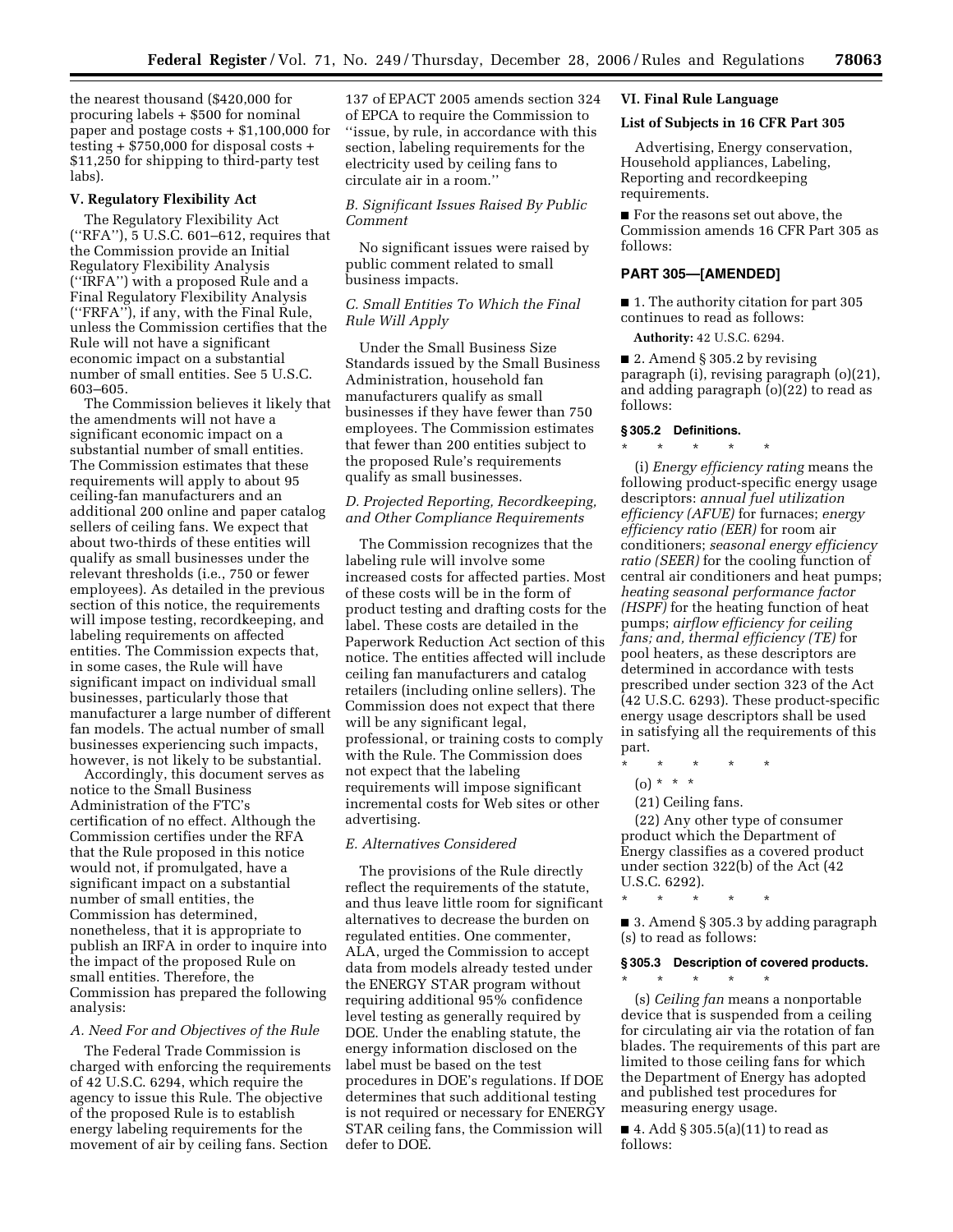the nearest thousand ($420,000 for procuring labels + $500 for nominal paper and postage costs + $1,100,000 for testing + $750,000 for disposal costs + $11,250 for shipping to third-party test labs).

### V. Regulatory Flexibility Act

The Regulatory Flexibility Act (''RFA''), 5 U.S.C. 601–612, requires that the Commission provide an Initial Regulatory Flexibility Analysis (''IRFA'') with a proposed Rule and a Final Regulatory Flexibility Analysis (''FRFA''), if any, with the Final Rule, unless the Commission certifies that the Rule will not have a significant economic impact on a substantial number of small entities. See 5 U.S.C. 603–605.

The Commission believes it likely that the amendments will not have a significant economic impact on a substantial number of small entities. The Commission estimates that these requirements will apply to about 95 ceiling-fan manufacturers and an additional 200 online and paper catalog sellers of ceiling fans. We expect that about two-thirds of these entities will qualify as small businesses under the relevant thresholds (i.e., 750 or fewer employees). As detailed in the previous section of this notice, the requirements will impose testing, recordkeeping, and labeling requirements on affected entities. The Commission expects that, in some cases, the Rule will have significant impact on individual small businesses, particularly those that manufacture a large number of different fan models. The actual number of small businesses experiencing such impacts, however, is not likely to be substantial.

Accordingly, this document serves as notice to the Small Business Administration of the FTC's certification of no effect. Although the Commission certifies under the RFA that the Rule proposed in this notice would not, if promulgated, have a significant impact on a substantial number of small entities, the Commission has determined, nonetheless, that it is appropriate to publish an IRFA in order to inquire into the impact of the proposed Rule on small entities. Therefore, the Commission has prepared the following analysis:

*A. Need For and Objectives of the Rule*

The Federal Trade Commission is charged with enforcing the requirements of 42 U.S.C. 6294, which require the agency to issue this Rule. The objective of the proposed Rule is to establish energy labeling requirements for the movement of air by ceiling fans. Section 137 of EPACT 2005 amends section 324 of EPCA to require the Commission to ''issue, by rule, in accordance with this section, labeling requirements for the electricity used by ceiling fans to circulate air in a room.''

*B. Significant Issues Raised By Public Comment*

No significant issues were raised by public comment related to small business impacts.

*C. Small Entities To Which the Final Rule Will Apply*

Under the Small Business Size Standards issued by the Small Business Administration, household fan manufacturers qualify as small businesses if they have fewer than 750 employees. The Commission estimates that fewer than 200 entities subject to the proposed Rule's requirements qualify as small businesses.

*D. Projected Reporting, Recordkeeping, and Other Compliance Requirements*

The Commission recognizes that the labeling rule will involve some increased costs for affected parties. Most of these costs will be in the form of product testing and drafting costs for the label. These costs are detailed in the Paperwork Reduction Act section of this notice. The entities affected will include ceiling fan manufacturers and catalog retailers (including online sellers). The Commission does not expect that there will be any significant legal, professional, or training costs to comply with the Rule. The Commission does not expect that the labeling requirements will impose significant incremental costs for Web sites or other advertising.

*E. Alternatives Considered*

The provisions of the Rule directly reflect the requirements of the statute, and thus leave little room for significant alternatives to decrease the burden on regulated entities. One commenter, ALA, urged the Commission to accept data from models already tested under the ENERGY STAR program without requiring additional 95% confidence level testing as generally required by DOE. Under the enabling statute, the energy information disclosed on the label must be based on the test procedures in DOE's regulations. If DOE determines that such additional testing is not required or necessary for ENERGY STAR ceiling fans, the Commission will defer to DOE.

### VI. Final Rule Language

#### List of Subjects in 16 CFR Part 305

Advertising, Energy conservation, Household appliances, Labeling, Reporting and recordkeeping requirements.

■ For the reasons set out above, the Commission amends 16 CFR Part 305 as follows:

## PART 305—[AMENDED]

■ 1. The authority citation for part 305 continues to read as follows:

**Authority:** 42 U.S.C. 6294.

■ 2. Amend § 305.2 by revising paragraph (i), revising paragraph (o)(21), and adding paragraph (o)(22) to read as follows:

#### § 305.2 Definitions.

\* \* \* \* \*

(i) *Energy efficiency rating* means the following product-specific energy usage descriptors: *annual fuel utilization efficiency (AFUE)* for furnaces; *energy efficiency ratio (EER)* for room air conditioners; *seasonal energy efficiency ratio (SEER)* for the cooling function of central air conditioners and heat pumps; *heating seasonal performance factor (HSPF)* for the heating function of heat pumps; *airflow efficiency for ceiling fans; and, thermal efficiency (TE)* for pool heaters, as these descriptors are determined in accordance with tests prescribed under section 323 of the Act (42 U.S.C. 6293). These product-specific energy usage descriptors shall be used in satisfying all the requirements of this part.

\* \* \* \* \*

(o) \* \* \*

(21) Ceiling fans.

(22) Any other type of consumer product which the Department of Energy classifies as a covered product under section 322(b) of the Act (42 U.S.C. 6292).

\* \* \* \* \*

■ 3. Amend § 305.3 by adding paragraph (s) to read as follows:

#### § 305.3 Description of covered products.

\* \* \* \* \*

(s) *Ceiling fan* means a nonportable device that is suspended from a ceiling for circulating air via the rotation of fan blades. The requirements of this part are limited to those ceiling fans for which the Department of Energy has adopted and published test procedures for measuring energy usage.

■ 4. Add § 305.5(a)(11) to read as follows: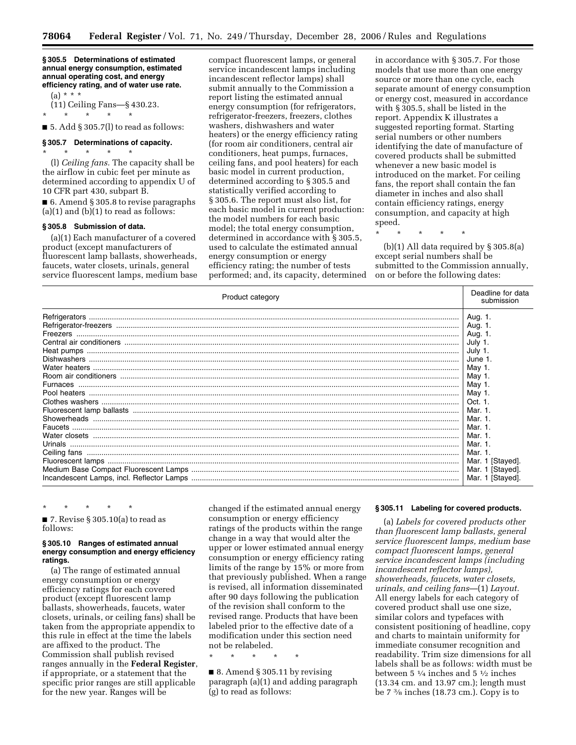**§ 305.5 Determinations of estimated annual energy consumption, estimated annual operating cost, and energy efficiency rating, and of water use rate.**

(a) * * *

(11) Ceiling Fans—§ 430.23.

\* \* \* \* \*

■ 5. Add § 305.7(l) to read as follows:

**§ 305.7 Determinations of capacity.**

\* \* \* \* \*

(l) *Ceiling fans.* The capacity shall be the airflow in cubic feet per minute as determined according to appendix U of 10 CFR part 430, subpart B.

■ 6. Amend § 305.8 to revise paragraphs (a)(1) and (b)(1) to read as follows:

**§ 305.8 Submission of data.**

(a)(1) Each manufacturer of a covered product (except manufacturers of fluorescent lamp ballasts, showerheads, faucets, water closets, urinals, general service fluorescent lamps, medium base compact fluorescent lamps, or general service incandescent lamps including incandescent reflector lamps) shall submit annually to the Commission a report listing the estimated annual energy consumption (for refrigerators, refrigerator-freezers, freezers, clothes washers, dishwashers and water heaters) or the energy efficiency rating (for room air conditioners, central air conditioners, heat pumps, furnaces, ceiling fans, and pool heaters) for each basic model in current production, determined according to § 305.5 and statistically verified according to § 305.6. The report must also list, for each basic model in current production: the model numbers for each basic model; the total energy consumption, determined in accordance with § 305.5, used to calculate the estimated annual energy consumption or energy efficiency rating; the number of tests performed; and, its capacity, determined in accordance with § 305.7. For those models that use more than one energy source or more than one cycle, each separate amount of energy consumption or energy cost, measured in accordance with § 305.5, shall be listed in the report. Appendix K illustrates a suggested reporting format. Starting serial numbers or other numbers identifying the date of manufacture of covered products shall be submitted whenever a new basic model is introduced on the market. For ceiling fans, the report shall contain the fan diameter in inches and also shall contain efficiency ratings, energy consumption, and capacity at high speed.

\* \* \* \* \*

(b)(1) All data required by § 305.8(a) except serial numbers shall be submitted to the Commission annually, on or before the following dates:

| Product category | Deadline for data submission |
|---|---|
| Refrigerators | Aug. 1. |
| Refrigerator-freezers | Aug. 1. |
| Freezers | Aug. 1. |
| Central air conditioners | July 1. |
| Heat pumps | July 1. |
| Dishwashers | June 1. |
| Water heaters | May 1. |
| Room air conditioners | May 1. |
| Furnaces | May 1. |
| Pool heaters | May 1. |
| Clothes washers | Oct. 1. |
| Fluorescent lamp ballasts | Mar. 1. |
| Showerheads | Mar. 1. |
| Faucets | Mar. 1. |
| Water closets | Mar. 1. |
| Urinals | Mar. 1. |
| Ceiling fans | Mar. 1. |
| Fluorescent lamps | Mar. 1 [Stayed]. |
| Medium Base Compact Fluorescent Lamps | Mar. 1 [Stayed]. |
| Incandescent Lamps, incl. Reflector Lamps | Mar. 1 [Stayed]. |

\* \* \* \* \*

■ 7. Revise § 305.10(a) to read as follows:

**§ 305.10 Ranges of estimated annual energy consumption and energy efficiency ratings.**

(a) The range of estimated annual energy consumption or energy efficiency ratings for each covered product (except fluorescent lamp ballasts, showerheads, faucets, water closets, urinals, or ceiling fans) shall be taken from the appropriate appendix to this rule in effect at the time the labels are affixed to the product. The Commission shall publish revised ranges annually in the **Federal Register**, if appropriate, or a statement that the specific prior ranges are still applicable for the new year. Ranges will be changed if the estimated annual energy consumption or energy efficiency ratings of the products within the range change in a way that would alter the upper or lower estimated annual energy consumption or energy efficiency rating limits of the range by 15% or more from that previously published. When a range is revised, all information disseminated after 90 days following the publication of the revision shall conform to the revised range. Products that have been labeled prior to the effective date of a modification under this section need not be relabeled.

\* \* \* \* \*

■ 8. Amend § 305.11 by revising paragraph (a)(1) and adding paragraph (g) to read as follows:

**§ 305.11 Labeling for covered products.**

(a) *Labels for covered products other than fluorescent lamp ballasts, general service fluorescent lamps, medium base compact fluorescent lamps, general service incandescent lamps (including incandescent reflector lamps), showerheads, faucets, water closets, urinals, and ceiling fans*—(1) *Layout.* All energy labels for each category of covered product shall use one size, similar colors and typefaces with consistent positioning of headline, copy and charts to maintain uniformity for immediate consumer recognition and readability. Trim size dimensions for all labels shall be as follows: width must be between 5 1/4 inches and 5 1/2 inches (13.34 cm. and 13.97 cm.); length must be 7 3/8 inches (18.73 cm.). Copy is to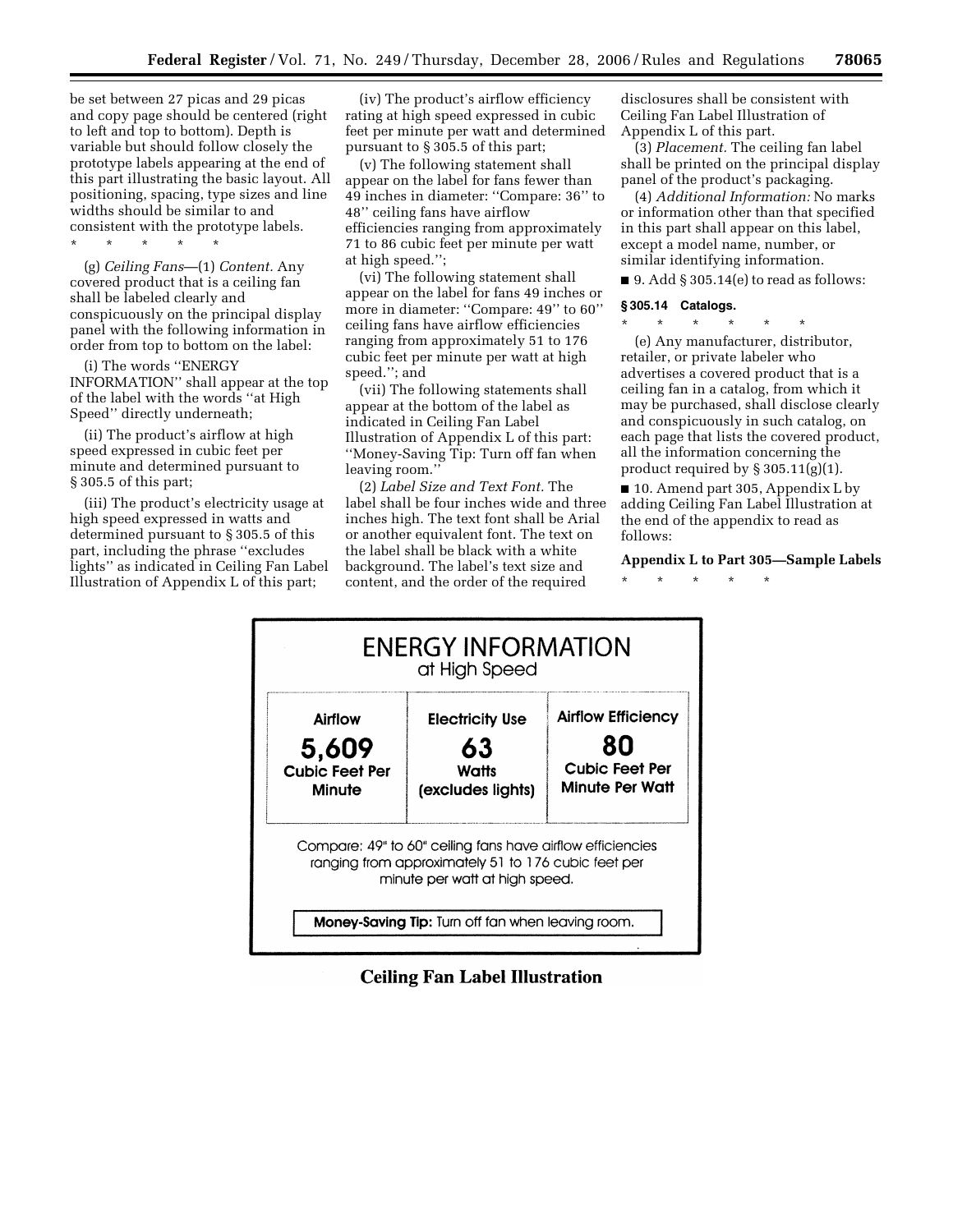be set between 27 picas and 29 picas and copy page should be centered (right to left and top to bottom). Depth is variable but should follow closely the prototype labels appearing at the end of this part illustrating the basic layout. All positioning, spacing, type sizes and line widths should be similar to and consistent with the prototype labels.

\* \* \* \* \*

(g) *Ceiling Fans*—(1) *Content.* Any covered product that is a ceiling fan shall be labeled clearly and conspicuously on the principal display panel with the following information in order from top to bottom on the label:

(i) The words ''ENERGY INFORMATION'' shall appear at the top of the label with the words ''at High Speed'' directly underneath;

(ii) The product's airflow at high speed expressed in cubic feet per minute and determined pursuant to § 305.5 of this part;

(iii) The product's electricity usage at high speed expressed in watts and determined pursuant to § 305.5 of this part, including the phrase ''excludes lights'' as indicated in Ceiling Fan Label Illustration of Appendix L of this part;

(iv) The product's airflow efficiency rating at high speed expressed in cubic feet per minute per watt and determined pursuant to § 305.5 of this part;

(v) The following statement shall appear on the label for fans fewer than 49 inches in diameter: ''Compare: 36'' to 48'' ceiling fans have airflow efficiencies ranging from approximately 71 to 86 cubic feet per minute per watt at high speed.'';

(vi) The following statement shall appear on the label for fans 49 inches or more in diameter: ''Compare: 49'' to 60'' ceiling fans have airflow efficiencies ranging from approximately 51 to 176 cubic feet per minute per watt at high speed.''; and

(vii) The following statements shall appear at the bottom of the label as indicated in Ceiling Fan Label Illustration of Appendix L of this part: ''Money-Saving Tip: Turn off fan when leaving room.''

(2) *Label Size and Text Font.* The label shall be four inches wide and three inches high. The text font shall be Arial or another equivalent font. The text on the label shall be black with a white background. The label's text size and content, and the order of the required disclosures shall be consistent with Ceiling Fan Label Illustration of Appendix L of this part.

(3) *Placement.* The ceiling fan label shall be printed on the principal display panel of the product's packaging.

(4) *Additional Information:* No marks or information other than that specified in this part shall appear on this label, except a model name, number, or similar identifying information.

■ 9. Add § 305.14(e) to read as follows:

**§ 305.14 Catalogs.**

\* \* \* \* \* \*

(e) Any manufacturer, distributor, retailer, or private labeler who advertises a covered product that is a ceiling fan in a catalog, from which it may be purchased, shall disclose clearly and conspicuously in such catalog, on each page that lists the covered product, all the information concerning the product required by § 305.11(g)(1).

■ 10. Amend part 305, Appendix L by adding Ceiling Fan Label Illustration at the end of the appendix to read as follows:

**Appendix L to Part 305—Sample Labels**

\* \* \* \* \*

**ENERGY INFORMATION**
at High Speed

| Airflow | Electricity Use | Airflow Efficiency |
|---|---|---|
| **5,609** Cubic Feet Per Minute | **63** Watts (excludes lights) | **80** Cubic Feet Per Minute Per Watt |

Compare: 49" to 60" ceiling fans have airflow efficiencies ranging from approximately 51 to 176 cubic feet per minute per watt at high speed.

**Money-Saving Tip:** Turn off fan when leaving room.

**Ceiling Fan Label Illustration**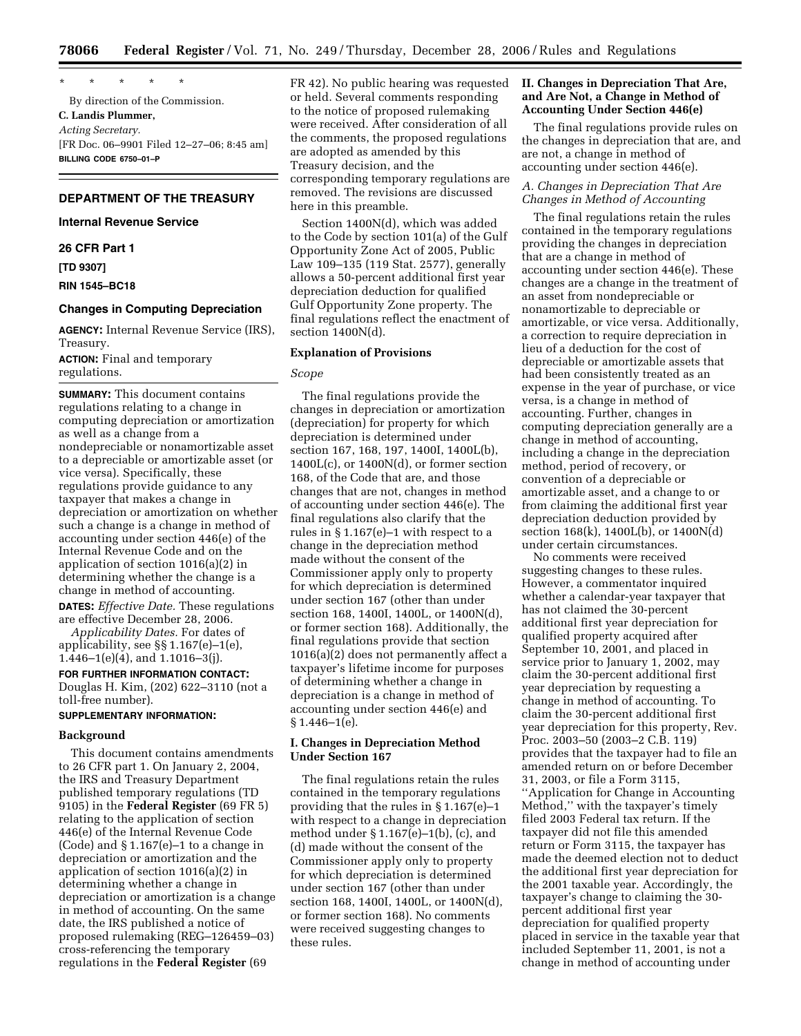\* \* \* \* \*

By direction of the Commission.

**C. Landis Plummer,**

*Acting Secretary.*

[FR Doc. 06–9901 Filed 12–27–06; 8:45 am]

**BILLING CODE 6750–01–P**

## DEPARTMENT OF THE TREASURY

### Internal Revenue Service

### 26 CFR Part 1

### [TD 9307]

### RIN 1545–BC18

## Changes in Computing Depreciation

**AGENCY:** Internal Revenue Service (IRS), Treasury.

**ACTION:** Final and temporary regulations.

**SUMMARY:** This document contains regulations relating to a change in computing depreciation or amortization as well as a change from a nondepreciable or nonamortizable asset to a depreciable or amortizable asset (or vice versa). Specifically, these regulations provide guidance to any taxpayer that makes a change in depreciation or amortization on whether such a change is a change in method of accounting under section 446(e) of the Internal Revenue Code and on the application of section 1016(a)(2) in determining whether the change is a change in method of accounting.

**DATES:** *Effective Date.* These regulations are effective December 28, 2006.

*Applicability Dates.* For dates of applicability, see §§ 1.167(e)–1(e), 1.446–1(e)(4), and 1.1016–3(j).

**FOR FURTHER INFORMATION CONTACT:** Douglas H. Kim, (202) 622–3110 (not a toll-free number).

**SUPPLEMENTARY INFORMATION:**

### Background

This document contains amendments to 26 CFR part 1. On January 2, 2004, the IRS and Treasury Department published temporary regulations (TD 9105) in the **Federal Register** (69 FR 5) relating to the application of section 446(e) of the Internal Revenue Code (Code) and § 1.167(e)–1 to a change in depreciation or amortization and the application of section 1016(a)(2) in determining whether a change in depreciation or amortization is a change in method of accounting. On the same date, the IRS published a notice of proposed rulemaking (REG–126459–03) cross-referencing the temporary regulations in the **Federal Register** (69 FR 42). No public hearing was requested or held. Several comments responding to the notice of proposed rulemaking were received. After consideration of all the comments, the proposed regulations are adopted as amended by this Treasury decision, and the corresponding temporary regulations are removed. The revisions are discussed here in this preamble.

Section 1400N(d), which was added to the Code by section 101(a) of the Gulf Opportunity Zone Act of 2005, Public Law 109–135 (119 Stat. 2577), generally allows a 50-percent additional first year depreciation deduction for qualified Gulf Opportunity Zone property. The final regulations reflect the enactment of section 1400N(d).

### Explanation of Provisions

*Scope*

The final regulations provide the changes in depreciation or amortization (depreciation) for property for which depreciation is determined under section 167, 168, 197, 1400I, 1400L(b), 1400L(c), or 1400N(d), or former section 168, of the Code that are, and those changes that are not, changes in method of accounting under section 446(e). The final regulations also clarify that the rules in § 1.167(e)–1 with respect to a change in the depreciation method made without the consent of the Commissioner apply only to property for which depreciation is determined under section 167 (other than under section 168, 1400I, 1400L, or 1400N(d), or former section 168). Additionally, the final regulations provide that section 1016(a)(2) does not permanently affect a taxpayer's lifetime income for purposes of determining whether a change in depreciation is a change in method of accounting under section 446(e) and § 1.446–1(e).

### I. Changes in Depreciation Method Under Section 167

The final regulations retain the rules contained in the temporary regulations providing that the rules in § 1.167(e)–1 with respect to a change in depreciation method under § 1.167(e)–1(b), (c), and (d) made without the consent of the Commissioner apply only to property for which depreciation is determined under section 167 (other than under section 168, 1400I, 1400L, or 1400N(d), or former section 168). No comments were received suggesting changes to these rules.

### II. Changes in Depreciation That Are, and Are Not, a Change in Method of Accounting Under Section 446(e)

The final regulations provide rules on the changes in depreciation that are, and are not, a change in method of accounting under section 446(e).

*A. Changes in Depreciation That Are Changes in Method of Accounting*

The final regulations retain the rules contained in the temporary regulations providing the changes in depreciation that are a change in method of accounting under section 446(e). These changes are a change in the treatment of an asset from nondepreciable or nonamortizable to depreciable or amortizable, or vice versa. Additionally, a correction to require depreciation in lieu of a deduction for the cost of depreciable or amortizable assets that had been consistently treated as an expense in the year of purchase, or vice versa, is a change in method of accounting. Further, changes in computing depreciation generally are a change in method of accounting, including a change in the depreciation method, period of recovery, or convention of a depreciable or amortizable asset, and a change to or from claiming the additional first year depreciation deduction provided by section 168(k), 1400L(b), or 1400N(d) under certain circumstances.

No comments were received suggesting changes to these rules. However, a commentator inquired whether a calendar-year taxpayer that has not claimed the 30-percent additional first year depreciation for qualified property acquired after September 10, 2001, and placed in service prior to January 1, 2002, may claim the 30-percent additional first year depreciation by requesting a change in method of accounting. To claim the 30-percent additional first year depreciation for this property, Rev. Proc. 2003–50 (2003–2 C.B. 119) provides that the taxpayer had to file an amended return on or before December 31, 2003, or file a Form 3115, ''Application for Change in Accounting Method,'' with the taxpayer's timely filed 2003 Federal tax return. If the taxpayer did not file this amended return or Form 3115, the taxpayer has made the deemed election not to deduct the additional first year depreciation for the 2001 taxable year. Accordingly, the taxpayer's change to claiming the 30-percent additional first year depreciation for qualified property placed in service in the taxable year that included September 11, 2001, is not a change in method of accounting under